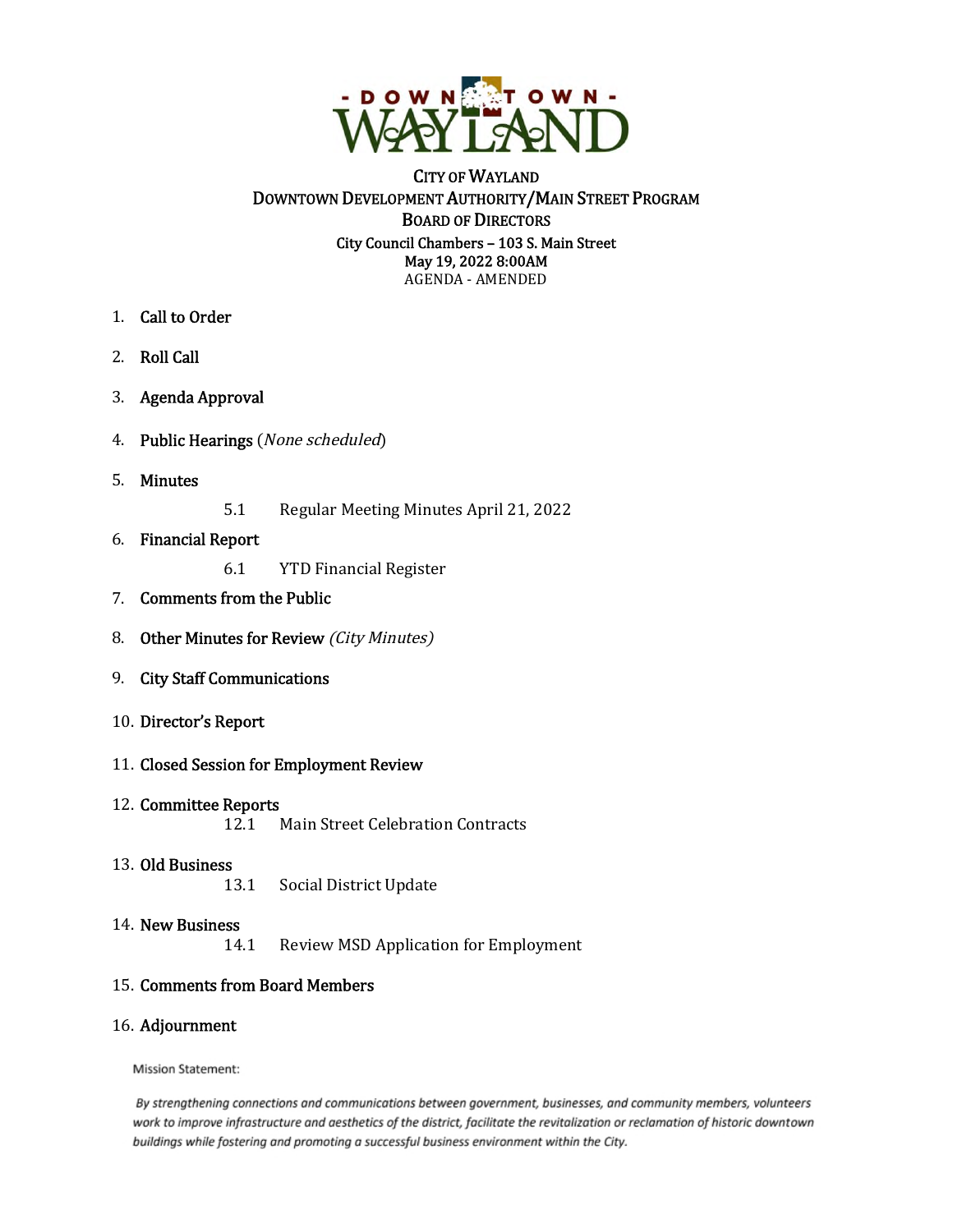CITY OF WAYLAND
DOWNTOWN DEVELOPMENT AUTHORITY/MAIN STREET PROGRAM
BOARD OF DIRECTORS

City Council Chambers – 103 S. Main Street
May 19, 2022 8:00AM
AGENDA - AMENDED

1. **Call to Order**
2. **Roll Call**
3. **Agenda Approval**
4. **Public Hearings** (*None scheduled*)
5. **Minutes**
   - 5.1 Regular Meeting Minutes April 21, 2022
6. **Financial Report**
   - 6.1 YTD Financial Register
7. **Comments from the Public**
8. **Other Minutes for Review** *(City Minutes)*
9. **City Staff Communications**
10. **Director's Report**
11. **Closed Session for Employment Review**
12. **Committee Reports**
    - 12.1 Main Street Celebration Contracts
13. **Old Business**
    - 13.1 Social District Update
14. **New Business**
    - 14.1 Review MSD Application for Employment
15. **Comments from Board Members**
16. **Adjournment**

Mission Statement:

*By strengthening connections and communications between government, businesses, and community members, volunteers work to improve infrastructure and aesthetics of the district, facilitate the revitalization or reclamation of historic downtown buildings while fostering and promoting a successful business environment within the City.*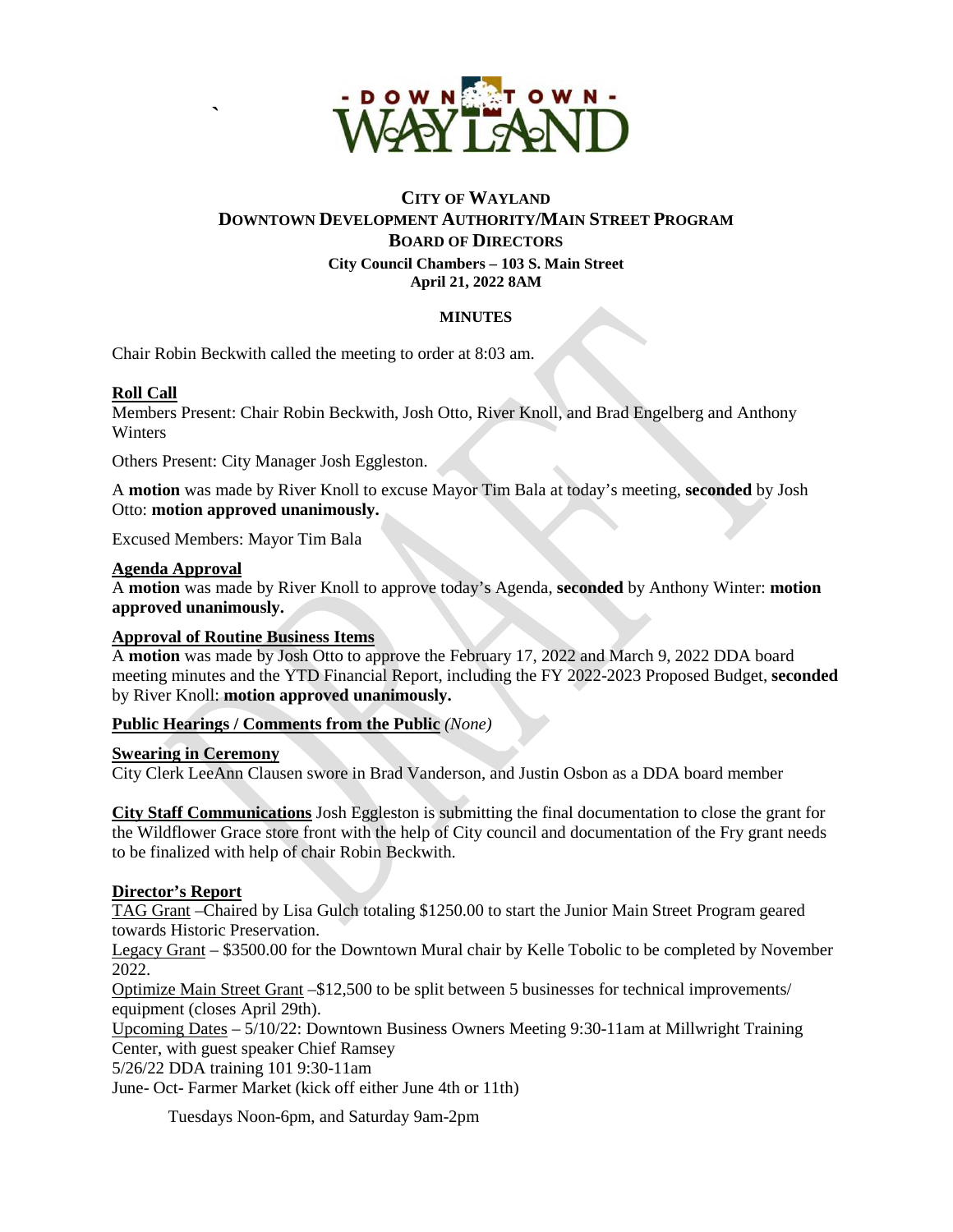**CITY OF WAYLAND**
**DOWNTOWN DEVELOPMENT AUTHORITY/MAIN STREET PROGRAM**
**BOARD OF DIRECTORS**
**City Council Chambers – 103 S. Main Street**
**April 21, 2022 8AM**

**MINUTES**

Chair Robin Beckwith called the meeting to order at 8:03 am.

**Roll Call**

Members Present: Chair Robin Beckwith, Josh Otto, River Knoll, and Brad Engelberg and Anthony Winters

Others Present: City Manager Josh Eggleston.

A **motion** was made by River Knoll to excuse Mayor Tim Bala at today's meeting, **seconded** by Josh Otto: **motion approved unanimously.**

Excused Members: Mayor Tim Bala

**Agenda Approval**

A **motion** was made by River Knoll to approve today's Agenda, **seconded** by Anthony Winter: **motion approved unanimously.**

**Approval of Routine Business Items**

A **motion** was made by Josh Otto to approve the February 17, 2022 and March 9, 2022 DDA board meeting minutes and the YTD Financial Report, including the FY 2022-2023 Proposed Budget, **seconded** by River Knoll: **motion approved unanimously.**

**Public Hearings / Comments from the Public** *(None)*

**Swearing in Ceremony**

City Clerk LeeAnn Clausen swore in Brad Vanderson, and Justin Osbon as a DDA board member

**City Staff Communications** Josh Eggleston is submitting the final documentation to close the grant for the Wildflower Grace store front with the help of City council and documentation of the Fry grant needs to be finalized with help of chair Robin Beckwith.

**Director's Report**

TAG Grant –Chaired by Lisa Gulch totaling $1250.00 to start the Junior Main Street Program geared towards Historic Preservation.

Legacy Grant – $3500.00 for the Downtown Mural chair by Kelle Tobolic to be completed by November 2022.

Optimize Main Street Grant –$12,500 to be split between 5 businesses for technical improvements/ equipment (closes April 29th).

Upcoming Dates – 5/10/22: Downtown Business Owners Meeting 9:30-11am at Millwright Training Center, with guest speaker Chief Ramsey

5/26/22 DDA training 101 9:30-11am

June- Oct- Farmer Market (kick off either June 4th or 11th)

Tuesdays Noon-6pm, and Saturday 9am-2pm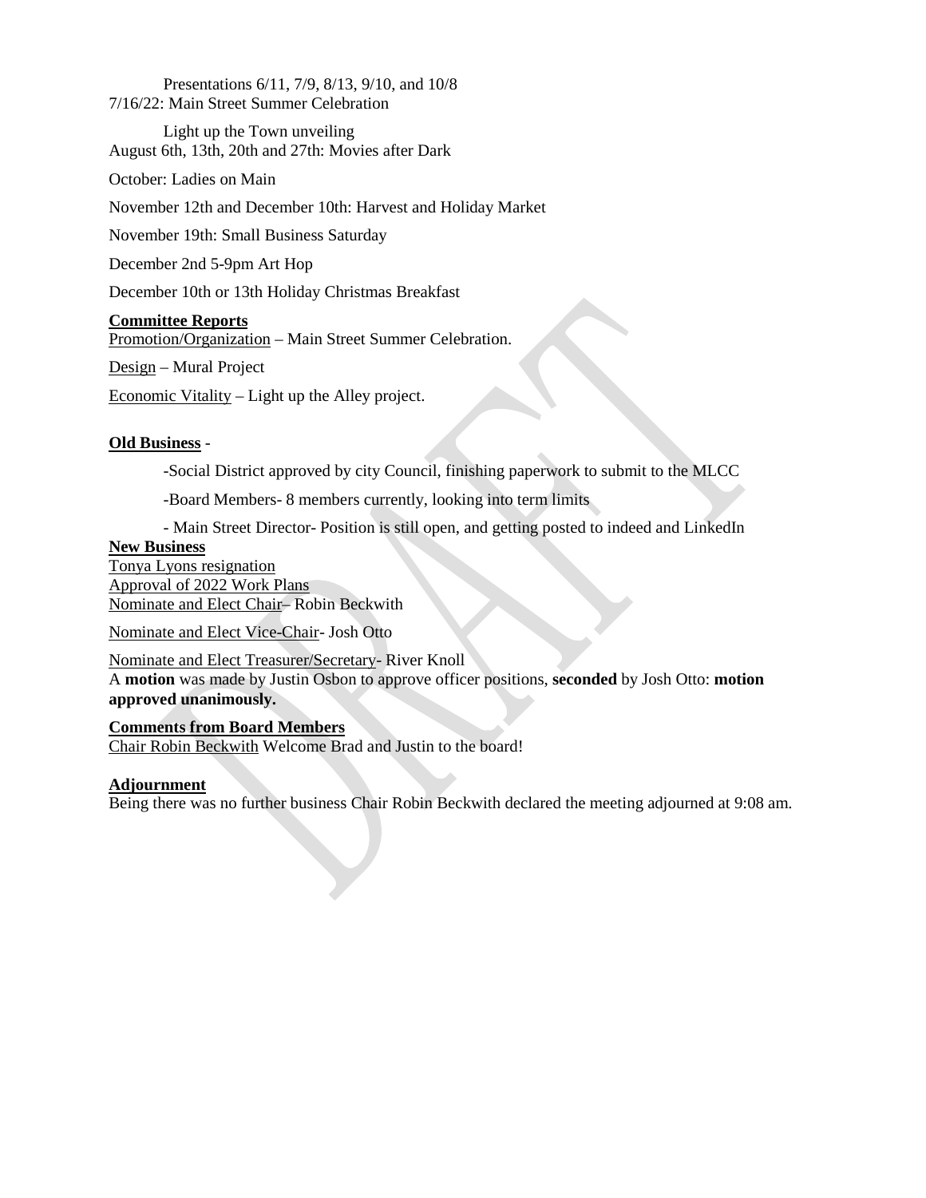Presentations 6/11, 7/9, 8/13, 9/10, and 10/8

7/16/22: Main Street Summer Celebration

Light up the Town unveiling

August 6th, 13th, 20th and 27th: Movies after Dark

October: Ladies on Main

November 12th and December 10th: Harvest and Holiday Market

November 19th: Small Business Saturday

December 2nd 5-9pm Art Hop

December 10th or 13th Holiday Christmas Breakfast

**Committee Reports**

Promotion/Organization – Main Street Summer Celebration.

Design – Mural Project

Economic Vitality – Light up the Alley project.

**Old Business** -

-Social District approved by city Council, finishing paperwork to submit to the MLCC

-Board Members- 8 members currently, looking into term limits

- Main Street Director- Position is still open, and getting posted to indeed and LinkedIn

**New Business**

Tonya Lyons resignation

Approval of 2022 Work Plans

Nominate and Elect Chair– Robin Beckwith

Nominate and Elect Vice-Chair- Josh Otto

Nominate and Elect Treasurer/Secretary- River Knoll

A **motion** was made by Justin Osbon to approve officer positions, **seconded** by Josh Otto: **motion approved unanimously.**

**Comments from Board Members**

Chair Robin Beckwith Welcome Brad and Justin to the board!

**Adjournment**

Being there was no further business Chair Robin Beckwith declared the meeting adjourned at 9:08 am.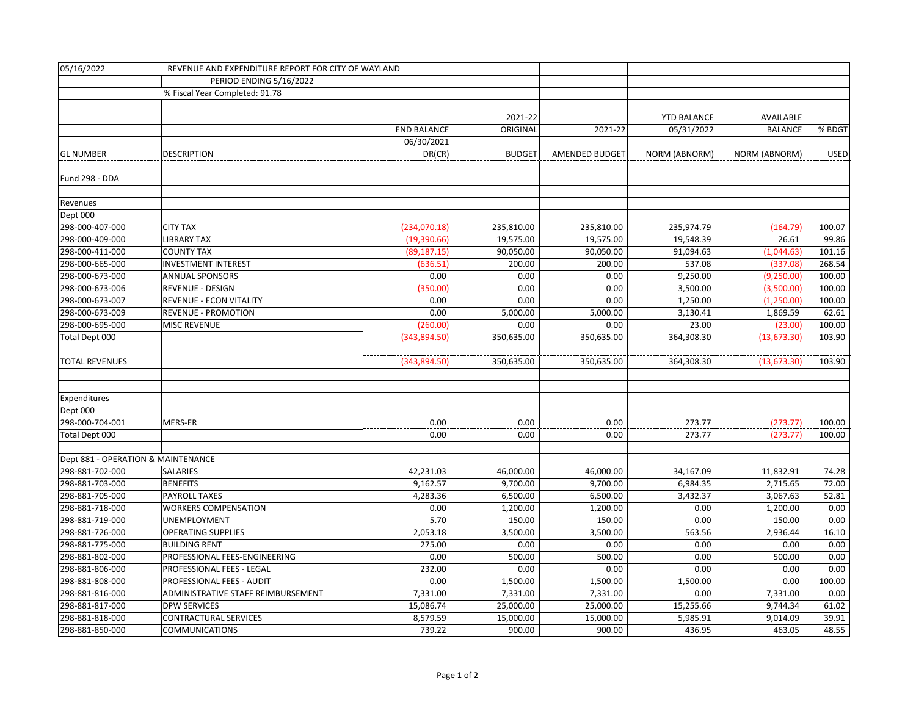05/16/2022 REVENUE AND EXPENDITURE REPORT FOR CITY OF WAYLAND

PERIOD ENDING 5/16/2022

% Fiscal Year Completed: 91.78

| GL NUMBER | DESCRIPTION | END BALANCE 06/30/2021 DR(CR) | 2021-22 ORIGINAL BUDGET | 2021-22 AMENDED BUDGET | YTD BALANCE 05/31/2022 NORM (ABNORM) | AVAILABLE BALANCE NORM (ABNORM) | % BDGT USED |
|---|---|---|---|---|---|---|---|
| Fund 298 - DDA | | | | | | | |
| Revenues | | | | | | | |
| Dept 000 | | | | | | | |
| 298-000-407-000 | CITY TAX | (234,070.18) | 235,810.00 | 235,810.00 | 235,974.79 | (164.79) | 100.07 |
| 298-000-409-000 | LIBRARY TAX | (19,390.66) | 19,575.00 | 19,575.00 | 19,548.39 | 26.61 | 99.86 |
| 298-000-411-000 | COUNTY TAX | (89,187.15) | 90,050.00 | 90,050.00 | 91,094.63 | (1,044.63) | 101.16 |
| 298-000-665-000 | INVESTMENT INTEREST | (636.51) | 200.00 | 200.00 | 537.08 | (337.08) | 268.54 |
| 298-000-673-000 | ANNUAL SPONSORS | 0.00 | 0.00 | 0.00 | 9,250.00 | (9,250.00) | 100.00 |
| 298-000-673-006 | REVENUE - DESIGN | (350.00) | 0.00 | 0.00 | 3,500.00 | (3,500.00) | 100.00 |
| 298-000-673-007 | REVENUE - ECON VITALITY | 0.00 | 0.00 | 0.00 | 1,250.00 | (1,250.00) | 100.00 |
| 298-000-673-009 | REVENUE - PROMOTION | 0.00 | 5,000.00 | 5,000.00 | 3,130.41 | 1,869.59 | 62.61 |
| 298-000-695-000 | MISC REVENUE | (260.00) | 0.00 | 0.00 | 23.00 | (23.00) | 100.00 |
| Total Dept 000 | | (343,894.50) | 350,635.00 | 350,635.00 | 364,308.30 | (13,673.30) | 103.90 |
| TOTAL REVENUES | | (343,894.50) | 350,635.00 | 350,635.00 | 364,308.30 | (13,673.30) | 103.90 |
| Expenditures | | | | | | | |
| Dept 000 | | | | | | | |
| 298-000-704-001 | MERS-ER | 0.00 | 0.00 | 0.00 | 273.77 | (273.77) | 100.00 |
| Total Dept 000 | | 0.00 | 0.00 | 0.00 | 273.77 | (273.77) | 100.00 |
| Dept 881 - OPERATION & MAINTENANCE | | | | | | | |
| 298-881-702-000 | SALARIES | 42,231.03 | 46,000.00 | 46,000.00 | 34,167.09 | 11,832.91 | 74.28 |
| 298-881-703-000 | BENEFITS | 9,162.57 | 9,700.00 | 9,700.00 | 6,984.35 | 2,715.65 | 72.00 |
| 298-881-705-000 | PAYROLL TAXES | 4,283.36 | 6,500.00 | 6,500.00 | 3,432.37 | 3,067.63 | 52.81 |
| 298-881-718-000 | WORKERS COMPENSATION | 0.00 | 1,200.00 | 1,200.00 | 0.00 | 1,200.00 | 0.00 |
| 298-881-719-000 | UNEMPLOYMENT | 5.70 | 150.00 | 150.00 | 0.00 | 150.00 | 0.00 |
| 298-881-726-000 | OPERATING SUPPLIES | 2,053.18 | 3,500.00 | 3,500.00 | 563.56 | 2,936.44 | 16.10 |
| 298-881-775-000 | BUILDING RENT | 275.00 | 0.00 | 0.00 | 0.00 | 0.00 | 0.00 |
| 298-881-802-000 | PROFESSIONAL FEES-ENGINEERING | 0.00 | 500.00 | 500.00 | 0.00 | 500.00 | 0.00 |
| 298-881-806-000 | PROFESSIONAL FEES - LEGAL | 232.00 | 0.00 | 0.00 | 0.00 | 0.00 | 0.00 |
| 298-881-808-000 | PROFESSIONAL FEES - AUDIT | 0.00 | 1,500.00 | 1,500.00 | 1,500.00 | 0.00 | 100.00 |
| 298-881-816-000 | ADMINISTRATIVE STAFF REIMBURSEMENT | 7,331.00 | 7,331.00 | 7,331.00 | 0.00 | 7,331.00 | 0.00 |
| 298-881-817-000 | DPW SERVICES | 15,086.74 | 25,000.00 | 25,000.00 | 15,255.66 | 9,744.34 | 61.02 |
| 298-881-818-000 | CONTRACTURAL SERVICES | 8,579.59 | 15,000.00 | 15,000.00 | 5,985.91 | 9,014.09 | 39.91 |
| 298-881-850-000 | COMMUNICATIONS | 739.22 | 900.00 | 900.00 | 436.95 | 463.05 | 48.55 |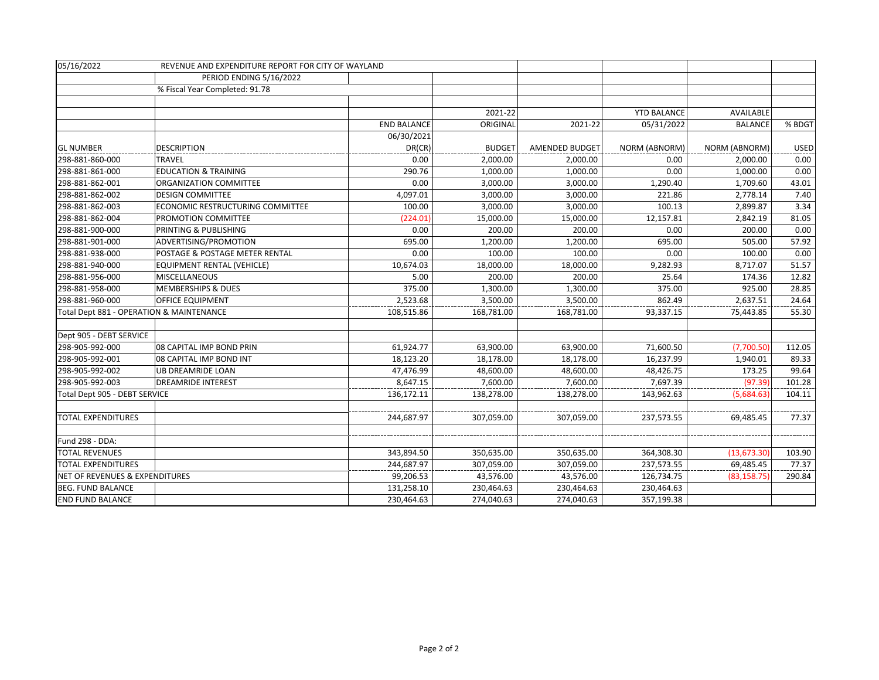| 05/16/2022 | REVENUE AND EXPENDITURE REPORT FOR CITY OF WAYLAND | | | | | | |
|---|---|---|---|---|---|---|---|
| | PERIOD ENDING 5/16/2022 | | | | | | |
| | % Fiscal Year Completed: 91.78 | | | | | | |
| | | | | | | | |
| | | | 2021-22 | | YTD BALANCE | AVAILABLE | |
| | | END BALANCE | ORIGINAL | 2021-22 | 05/31/2022 | BALANCE | % BDGT |
| | | 06/30/2021 | | | | | |
| GL NUMBER | DESCRIPTION | DR(CR) | BUDGET | AMENDED BUDGET | NORM (ABNORM) | NORM (ABNORM) | USED |
| 298-881-860-000 | TRAVEL | 0.00 | 2,000.00 | 2,000.00 | 0.00 | 2,000.00 | 0.00 |
| 298-881-861-000 | EDUCATION & TRAINING | 290.76 | 1,000.00 | 1,000.00 | 0.00 | 1,000.00 | 0.00 |
| 298-881-862-001 | ORGANIZATION COMMITTEE | 0.00 | 3,000.00 | 3,000.00 | 1,290.40 | 1,709.60 | 43.01 |
| 298-881-862-002 | DESIGN COMMITTEE | 4,097.01 | 3,000.00 | 3,000.00 | 221.86 | 2,778.14 | 7.40 |
| 298-881-862-003 | ECONOMIC RESTRUCTURING COMMITTEE | 100.00 | 3,000.00 | 3,000.00 | 100.13 | 2,899.87 | 3.34 |
| 298-881-862-004 | PROMOTION COMMITTEE | (224.01) | 15,000.00 | 15,000.00 | 12,157.81 | 2,842.19 | 81.05 |
| 298-881-900-000 | PRINTING & PUBLISHING | 0.00 | 200.00 | 200.00 | 0.00 | 200.00 | 0.00 |
| 298-881-901-000 | ADVERTISING/PROMOTION | 695.00 | 1,200.00 | 1,200.00 | 695.00 | 505.00 | 57.92 |
| 298-881-938-000 | POSTAGE & POSTAGE METER RENTAL | 0.00 | 100.00 | 100.00 | 0.00 | 100.00 | 0.00 |
| 298-881-940-000 | EQUIPMENT RENTAL (VEHICLE) | 10,674.03 | 18,000.00 | 18,000.00 | 9,282.93 | 8,717.07 | 51.57 |
| 298-881-956-000 | MISCELLANEOUS | 5.00 | 200.00 | 200.00 | 25.64 | 174.36 | 12.82 |
| 298-881-958-000 | MEMBERSHIPS & DUES | 375.00 | 1,300.00 | 1,300.00 | 375.00 | 925.00 | 28.85 |
| 298-881-960-000 | OFFICE EQUIPMENT | 2,523.68 | 3,500.00 | 3,500.00 | 862.49 | 2,637.51 | 24.64 |
| Total Dept 881 - OPERATION & MAINTENANCE | | 108,515.86 | 168,781.00 | 168,781.00 | 93,337.15 | 75,443.85 | 55.30 |
| | | | | | | | |
| Dept 905 - DEBT SERVICE | | | | | | | |
| 298-905-992-000 | 08 CAPITAL IMP BOND PRIN | 61,924.77 | 63,900.00 | 63,900.00 | 71,600.50 | (7,700.50) | 112.05 |
| 298-905-992-001 | 08 CAPITAL IMP BOND INT | 18,123.20 | 18,178.00 | 18,178.00 | 16,237.99 | 1,940.01 | 89.33 |
| 298-905-992-002 | UB DREAMRIDE LOAN | 47,476.99 | 48,600.00 | 48,600.00 | 48,426.75 | 173.25 | 99.64 |
| 298-905-992-003 | DREAMRIDE INTEREST | 8,647.15 | 7,600.00 | 7,600.00 | 7,697.39 | (97.39) | 101.28 |
| Total Dept 905 - DEBT SERVICE | | 136,172.11 | 138,278.00 | 138,278.00 | 143,962.63 | (5,684.63) | 104.11 |
| | | | | | | | |
| TOTAL EXPENDITURES | | 244,687.97 | 307,059.00 | 307,059.00 | 237,573.55 | 69,485.45 | 77.37 |
| | | | | | | | |
| Fund 298 - DDA: | | | | | | | |
| TOTAL REVENUES | | 343,894.50 | 350,635.00 | 350,635.00 | 364,308.30 | (13,673.30) | 103.90 |
| TOTAL EXPENDITURES | | 244,687.97 | 307,059.00 | 307,059.00 | 237,573.55 | 69,485.45 | 77.37 |
| NET OF REVENUES & EXPENDITURES | | 99,206.53 | 43,576.00 | 43,576.00 | 126,734.75 | (83,158.75) | 290.84 |
| BEG. FUND BALANCE | | 131,258.10 | 230,464.63 | 230,464.63 | 230,464.63 | | |
| END FUND BALANCE | | 230,464.63 | 274,040.63 | 274,040.63 | 357,199.38 | | |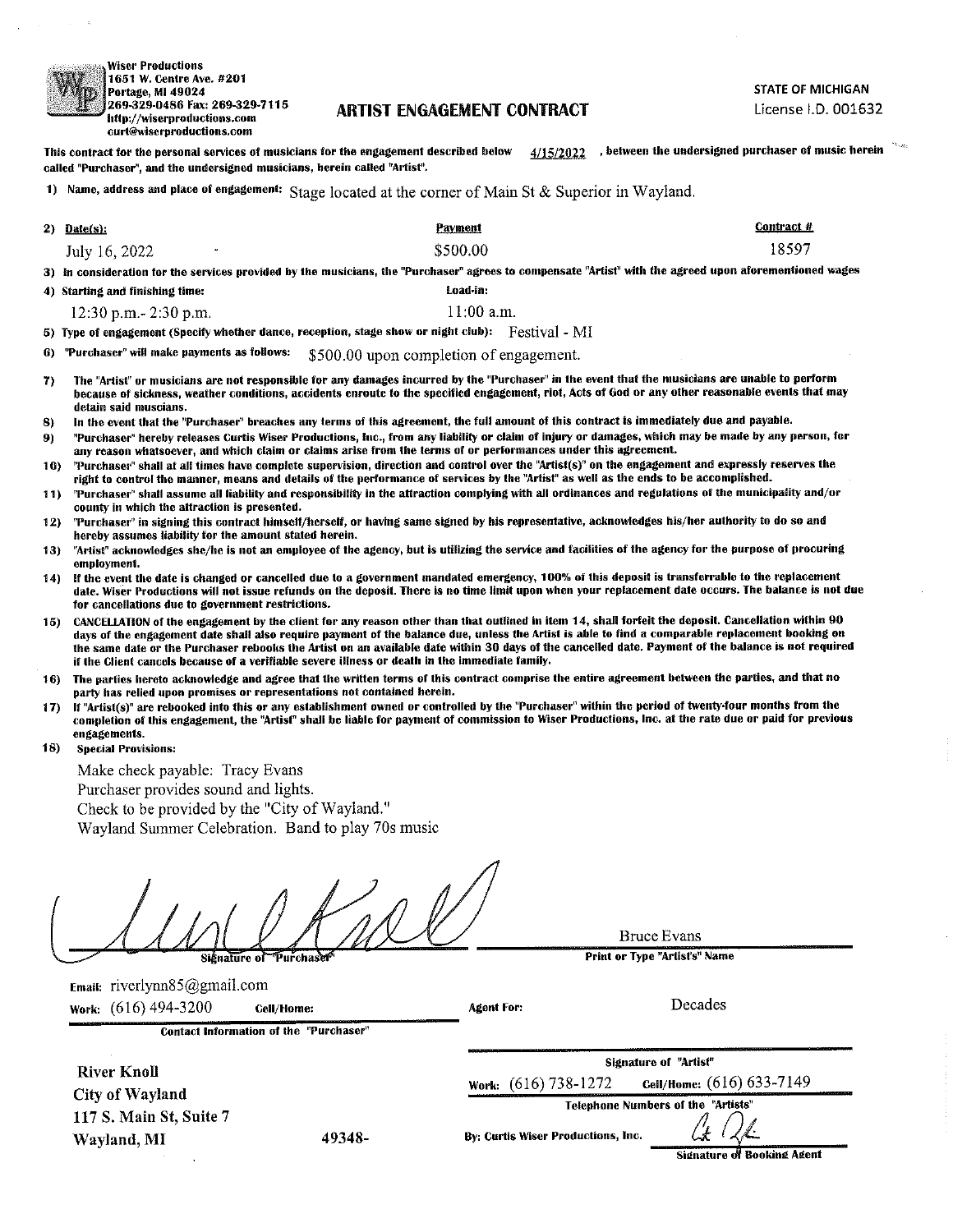Wiser Productions
1651 W. Centre Ave. #201
Portage, MI 49024
269-329-0486 Fax: 269-329-7115
http://wiserproductions.com
curt@wiserproductions.com

# ARTIST ENGAGEMENT CONTRACT

STATE OF MICHIGAN
License I.D. 001632

**This contract for the personal services of musicians for the engagement described below 4/15/2022, between the undersigned purchaser of music herein called "Purchaser", and the undersigned musicians, herein called "Artist".**

**1) Name, address and place of engagement:** Stage located at the corner of Main St & Superior in Wayland.

| 2) Date(s): | Payment | Contract # |
|---|---|---|
| July 16, 2022 | $500.00 | 18597 |

**3) In consideration for the services provided by the musicians, the "Purchaser" agrees to compensate "Artist" with the agreed upon aforementioned wages**

| 4) Starting and finishing time: | Load-in: |
|---|---|
| 12:30 p.m.- 2:30 p.m. | 11:00 a.m. |

**5) Type of engagement (Specify whether dance, reception, stage show or night club):** Festival - MI

**6) "Purchaser" will make payments as follows:** $500.00 upon completion of engagement.

**7) The "Artist" or musicians are not responsible for any damages incurred by the "Purchaser" in the event that the musicians are unable to perform because of sickness, weather conditions, accidents enroute to the specified engagement, riot, Acts of God or any other reasonable events that may detain said muscians.**

**8) In the event that the "Purchaser" breaches any terms of this agreement, the full amount of this contract is immediately due and payable.**

**9) "Purchaser" hereby releases Curtis Wiser Productions, Inc., from any liability or claim of injury or damages, which may be made by any person, for any reason whatsoever, and which claim or claims arise from the terms of or performances under this agreement.**

**10) "Purchaser" shall at all times have complete supervision, direction and control over the "Artist(s)" on the engagement and expressly reserves the right to control the manner, means and details of the performance of services by the "Artist" as well as the ends to be accomplished.**

**11) "Purchaser" shall assume all liability and responsibility in the attraction complying with all ordinances and regulations of the municipality and/or county in which the attraction is presented.**

**12) "Purchaser" in signing this contract himself/herself, or having same signed by his representative, acknowledges his/her authority to do so and hereby assumes liability for the amount stated herein.**

**13) "Artist" acknowledges she/he is not an employee of the agency, but is utilizing the service and facilities of the agency for the purpose of procuring employment.**

**14) If the event the date is changed or cancelled due to a government mandated emergency, 100% of this deposit is transferrable to the replacement date. Wiser Productions will not issue refunds on the deposit. There is no time limit upon when your replacement date occurs. The balance is not due for cancellations due to government restrictions.**

**15) CANCELLATION of the engagement by the client for any reason other than that outlined in item 14, shall forfeit the deposit. Cancellation within 90 days of the engagement date shall also require payment of the balance due, unless the Artist is able to find a comparable replacement booking on the same date or the Purchaser rebooks the Artist on an available date within 30 days of the cancelled date. Payment of the balance is not required if the Client cancels because of a verifiable severe illness or death in the immediate family.**

**16) The parties hereto acknowledge and agree that the written terms of this contract comprise the entire agreement between the parties, and that no party has relied upon promises or representations not contained herein.**

**17) If "Artist(s)" are rebooked into this or any establishment owned or controlled by the "Purchaser" within the period of twenty-four months from the completion of this engagement, the "Artist" shall be liable for payment of commission to Wiser Productions, Inc. at the rate due or paid for previous engagements.**

**18) Special Provisions:**

Make check payable: Tracy Evans
Purchaser provides sound and lights.
Check to be provided by the "City of Wayland."
Wayland Summer Celebration. Band to play 70s music

[Signature]
**Signature of "Purchaser"**

Bruce Evans
**Print or Type "Artist's" Name**

**Email:** riverlynn85@gmail.com
**Work:** (616) 494-3200 **Cell/Home:**
**Contact Information of the "Purchaser"**

**Agent For:** Decades

**Signature of "Artist"**

**Work:** (616) 738-1272 **Cell/Home:** (616) 633-7149
**Telephone Numbers of the "Artists"**

River Knoll
City of Wayland
117 S. Main St, Suite 7
Wayland, MI 49348-

**By: Curtis Wiser Productions, Inc.** [Signature]
**Signature of Booking Agent**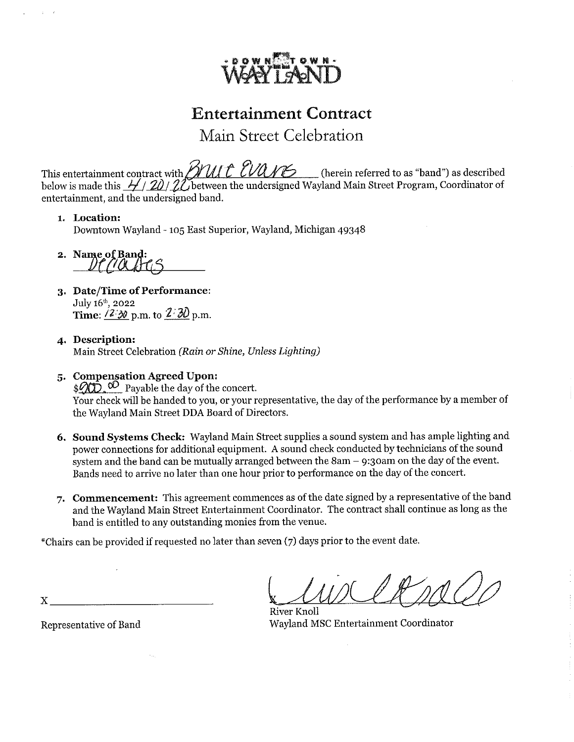DOWNTOWN WAYLAND

# Entertainment Contract

## Main Street Celebration

This entertainment contract with Bruce Evans (herein referred to as "band") as described below is made this 4/20/22 between the undersigned Wayland Main Street Program, Coordinator of entertainment, and the undersigned band.

1. **Location:**
   Downtown Wayland - 105 East Superior, Wayland, Michigan 49348

2. **Name of Band:**
   Decades

3. **Date/Time of Performance:**
   July 16th, 2022
   **Time:** 12:30 p.m. to 2:30 p.m.

4. **Description:**
   Main Street Celebration *(Rain or Shine, Unless Lighting)*

5. **Compensation Agreed Upon:**
   $900.00 Payable the day of the concert.
   Your check will be handed to you, or your representative, the day of the performance by a member of the Wayland Main Street DDA Board of Directors.

6. **Sound Systems Check:** Wayland Main Street supplies a sound system and has ample lighting and power connections for additional equipment. A sound check conducted by technicians of the sound system and the band can be mutually arranged between the 8am – 9:30am on the day of the event. Bands need to arrive no later than one hour prior to performance on the day of the concert.

7. **Commencement:** This agreement commences as of the date signed by a representative of the band and the Wayland Main Street Entertainment Coordinator. The contract shall continue as long as the band is entitled to any outstanding monies from the venue.

*Chairs can be provided if requested no later than seven (7) days prior to the event date.

X ____________________________
Representative of Band

X [signature]
River Knoll
Wayland MSC Entertainment Coordinator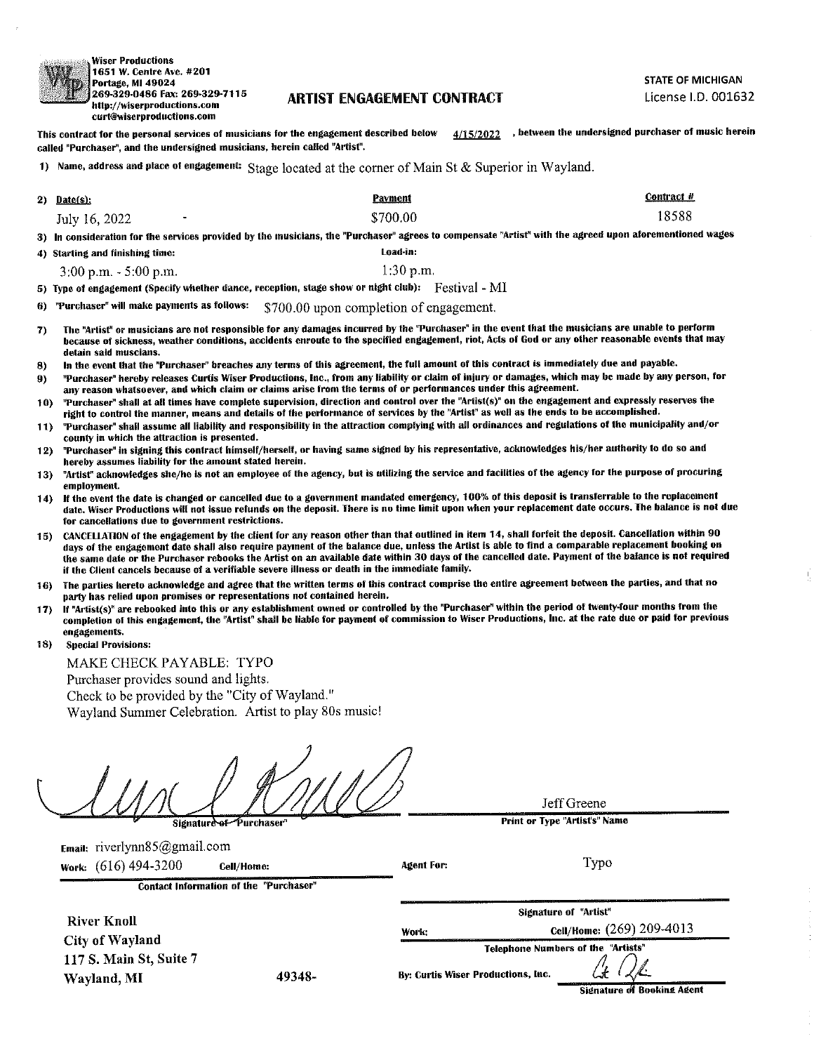Wiser Productions
1651 W. Centre Ave. #201
Portage, MI 49024
269-329-0486 Fax: 269-329-7115
http://wiserproductions.com
curt@wiserproductions.com

# ARTIST ENGAGEMENT CONTRACT

STATE OF MICHIGAN
License I.D. 001632

This contract for the personal services of musicians for the engagement described below 4/15/2022, between the undersigned purchaser of music herein called "Purchaser", and the undersigned musicians, herein called "Artist".

1) Name, address and place of engagement: Stage located at the corner of Main St & Superior in Wayland.

| 2) Date(s): | Payment | Contract # |
|---|---|---|
| July 16, 2022 - | $700.00 | 18588 |

3) In consideration for the services provided by the musicians, the "Purchaser" agrees to compensate "Artist" with the agreed upon aforementioned wages

| 4) Starting and finishing time: | Load-in: |
|---|---|
| 3:00 p.m. - 5:00 p.m. | 1:30 p.m. |

5) Type of engagement (Specify whether dance, reception, stage show or night club): Festival - MI

6) "Purchaser" will make payments as follows: $700.00 upon completion of engagement.

7) The "Artist" or musicians are not responsible for any damages incurred by the "Purchaser" in the event that the musicians are unable to perform because of sickness, weather conditions, accidents enroute to the specified engagement, riot, Acts of God or any other reasonable events that may detain said muscians.

8) In the event that the "Purchaser" breaches any terms of this agreement, the full amount of this contract is immediately due and payable.

9) "Purchaser" hereby releases Curtis Wiser Productions, Inc., from any liability or claim of injury or damages, which may be made by any person, for any reason whatsoever, and which claim or claims arise from the terms of or performances under this agreement.

10) "Purchaser" shall at all times have complete supervision, direction and control over the "Artist(s)" on the engagement and expressly reserves the right to control the manner, means and details of the performance of services by the "Artist" as well as the ends to be accomplished.

11) "Purchaser" shall assume all liability and responsibility in the attraction complying with all ordinances and regulations of the municipality and/or county in which the attraction is presented.

12) "Purchaser" in signing this contract himself/herself, or having same signed by his representative, acknowledges his/her authority to do so and hereby assumes liability for the amount stated herein.

13) "Artist" acknowledges she/he is not an employee of the agency, but is utilizing the service and facilities of the agency for the purpose of procuring employment.

14) If the event the date is changed or cancelled due to a government mandated emergency, 100% of this deposit is transferrable to the replacement date. Wiser Productions will not issue refunds on the deposit. There is no time limit upon when your replacement date occurs. The balance is not due for cancellations due to government restrictions.

15) CANCELLATION of the engagement by the client for any reason other than that outlined in item 14, shall forfeit the deposit. Cancellation within 90 days of the engagement date shall also require payment of the balance due, unless the Artist is able to find a comparable replacement booking on the same date or the Purchaser rebooks the Artist on an available date within 30 days of the cancelled date. Payment of the balance is not required if the Client cancels because of a verifiable severe illness or death in the immediate family.

16) The parties hereto acknowledge and agree that the written terms of this contract comprise the entire agreement between the parties, and that no party has relied upon promises or representations not contained herein.

17) If "Artist(s)" are rebooked into this or any establishment owned or controlled by the "Purchaser" within the period of twenty-four months from the completion of this engagement, the "Artist" shall be liable for payment of commission to Wiser Productions, Inc. at the rate due or paid for previous engagements.

18) Special Provisions:

MAKE CHECK PAYABLE: TYPO
Purchaser provides sound and lights.
Check to be provided by the "City of Wayland."
Wayland Summer Celebration. Artist to play 80s music!

[Signature]
Signature of "Purchaser"

Jeff Greene
Print or Type "Artist's" Name

Email: riverlynn85@gmail.com
Work: (616) 494-3200 Cell/Home:
Contact Information of the "Purchaser"

Agent For: Typo

Signature of "Artist"

River Knoll
City of Wayland
117 S. Main St, Suite 7
Wayland, MI 49348-

Work: Cell/Home: (269) 209-4013
Telephone Numbers of the "Artists"

By: Curtis Wiser Productions, Inc. [Signature]
Signature of Booking Agent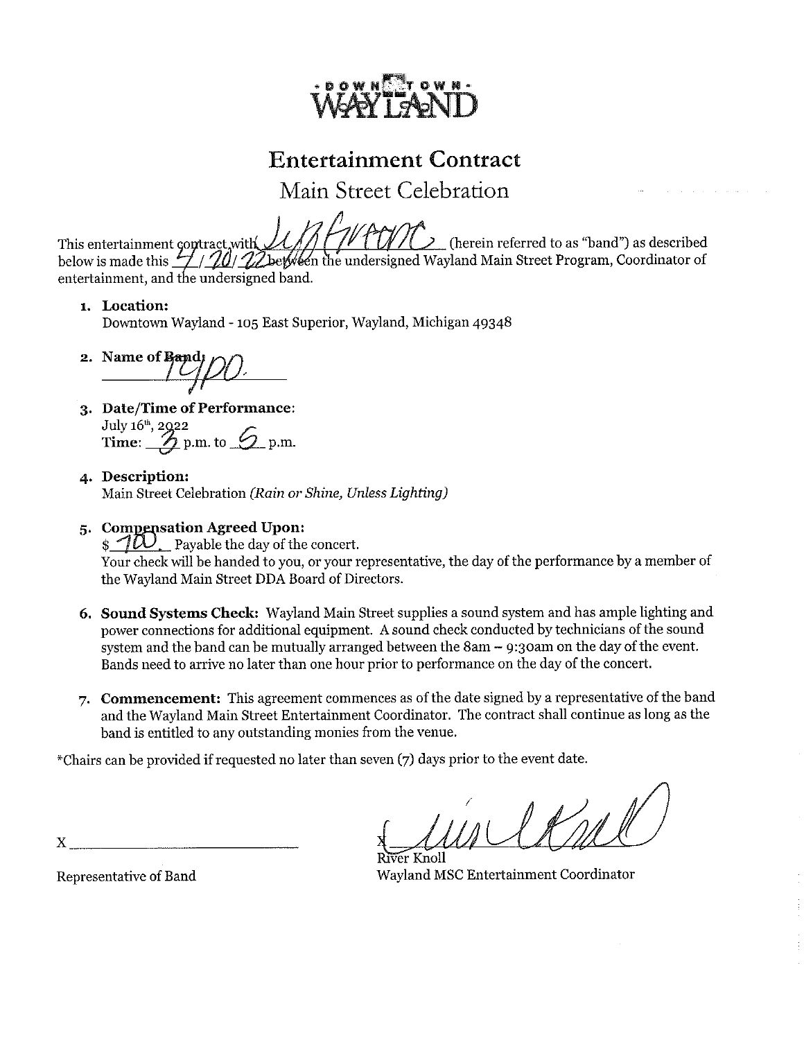DOWNTOWN WAYLAND

# Entertainment Contract

## Main Street Celebration

This entertainment contract with Jeff Greene (herein referred to as "band") as described below is made this 4/20/22 between the undersigned Wayland Main Street Program, Coordinator of entertainment, and the undersigned band.

1. **Location:**
   Downtown Wayland - 105 East Superior, Wayland, Michigan 49348

2. **Name of Band:**
   1940.

3. **Date/Time of Performance:**
   July 16th, 2022
   **Time:** 3 p.m. to 5 p.m.

4. **Description:**
   Main Street Celebration *(Rain or Shine, Unless Lighting)*

5. **Compensation Agreed Upon:**
   $ 700. Payable the day of the concert.
   Your check will be handed to you, or your representative, the day of the performance by a member of the Wayland Main Street DDA Board of Directors.

6. **Sound Systems Check:** Wayland Main Street supplies a sound system and has ample lighting and power connections for additional equipment. A sound check conducted by technicians of the sound system and the band can be mutually arranged between the 8am – 9:30am on the day of the event. Bands need to arrive no later than one hour prior to performance on the day of the concert.

7. **Commencement:** This agreement commences as of the date signed by a representative of the band and the Wayland Main Street Entertainment Coordinator. The contract shall continue as long as the band is entitled to any outstanding monies from the venue.

*Chairs can be provided if requested no later than seven (7) days prior to the event date.

X ____________________________
Representative of Band

X River Knoll (signature)
River Knoll
Wayland MSC Entertainment Coordinator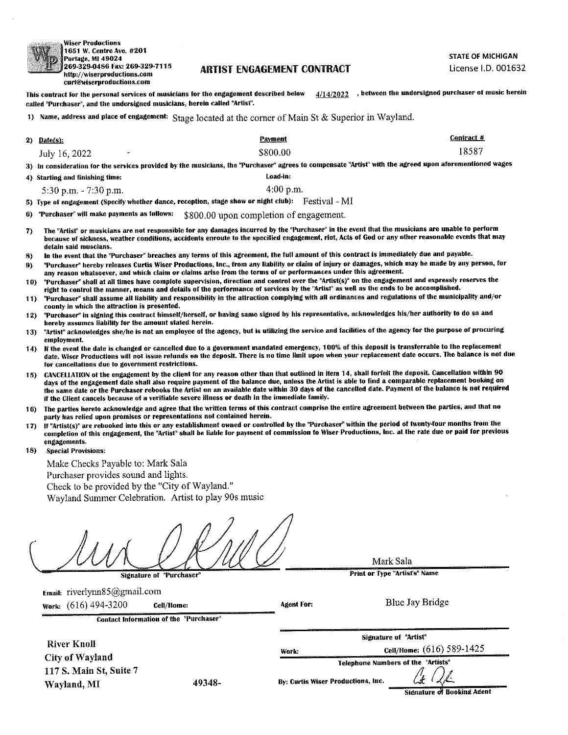Wiser Productions
1651 W. Centre Ave. #201
Portage, MI 49024
269-329-0486 Fax: 269-329-7115
http://wiserproductions.com
curt@wiserproductions.com

# ARTIST ENGAGEMENT CONTRACT

STATE OF MICHIGAN
License I.D. 001632

**This contract for the personal services of musicians for the engagement described below** 4/14/2022 **, between the undersigned purchaser of music herein called "Purchaser", and the undersigned musicians, herein called "Artist".**

1) **Name, address and place of engagement:** Stage located at the corner of Main St & Superior in Wayland.

| 2) Date(s): | Payment | Contract # |
|---|---|---|
| July 16, 2022 - | $800.00 | 18587 |

3) **In consideration for the services provided by the musicians, the "Purchaser" agrees to compensate "Artist" with the agreed upon aforementioned wages**

| 4) Starting and finishing time: | Load-in: |
|---|---|
| 5:30 p.m. - 7:30 p.m. | 4:00 p.m. |

5) **Type of engagement (Specify whether dance, reception, stage show or night club):** Festival - MI

6) **"Purchaser" will make payments as follows:** $800.00 upon completion of engagement.

7) **The "Artist" or musicians are not responsible for any damages incurred by the "Purchaser" in the event that the musicians are unable to perform because of sickness, weather conditions, accidents enroute to the specified engagement, riot, Acts of God or any other reasonable events that may detain said musicians.**

8) **In the event that the "Purchaser" breaches any terms of this agreement, the full amount of this contract is immediately due and payable.**

9) **"Purchaser" hereby releases Curtis Wiser Productions, Inc., from any liability or claim of injury or damages, which may be made by any person, for any reason whatsoever, and which claim or claims arise from the terms of or performances under this agreement.**

10) **"Purchaser" shall at all times have complete supervision, direction and control over the "Artist(s)" on the engagement and expressly reserves the right to control the manner, means and details of the performance of services by the "Artist" as well as the ends to be accomplished.**

11) **"Purchaser" shall assume all liability and responsibility in the attraction complying with all ordinances and regulations of the municipality and/or county in which the attraction is presented.**

12) **"Purchaser" in signing this contract himself/herself, or having same signed by his representative, acknowledges his/her authority to do so and hereby assumes liability for the amount stated herein.**

13) **"Artist" acknowledges she/he is not an employee of the agency, but is utilizing the service and facilities of the agency for the purpose of procuring employment.**

14) **If the event the date is changed or cancelled due to a government mandated emergency, 100% of this deposit is transferrable to the replacement date. Wiser Productions will not issue refunds on the deposit. There is no time limit upon when your replacement date occurs. The balance is not due for cancellations due to government restrictions.**

15) **CANCELLATION of the engagement by the client for any reason other than that outlined in item 14, shall forfeit the deposit. Cancellation within 90 days of the engagement date shall also require payment of the balance due, unless the Artist is able to find a comparable replacement booking on the same date or the Purchaser rebooks the Artist on an available date within 30 days of the cancelled date. Payment of the balance is not required if the Client cancels because of a verifiable severe illness or death in the immediate family.**

16) **The parties hereto acknowledge and agree that the written terms of this contract comprise the entire agreement between the parties, and that no party has relied upon promises or representations not contained herein.**

17) **If "Artist(s)" are rebooked into this or any establishment owned or controlled by the "Purchaser" within the period of twenty-four months from the completion of this engagement, the "Artist" shall be liable for payment of commission to Wiser Productions, Inc. at the rate due or paid for previous engagements.**

18) **Special Provisions:**

Make Checks Payable to: Mark Sala
Purchaser provides sound and lights.
Check to be provided by the "City of Wayland."
Wayland Summer Celebration. Artist to play 90s music

_____________________________
**Signature of "Purchaser"**

Mark Sala
**Print or Type "Artist's" Name**

**Email:** riverlynn85@gmail.com
**Work:** (616) 494-3200 **Cell/Home:**
**Contact Information of the "Purchaser"**

**Agent For:** Blue Jay Bridge

**Signature of "Artist"**

**Work:** **Cell/Home:** (616) 589-1425
**Telephone Numbers of the "Artists"**

**River Knoll**
**City of Wayland**
**117 S. Main St, Suite 7**
**Wayland, MI 49348-**

**By: Curtis Wiser Productions, Inc.** _____________________________
**Signature of Booking Agent**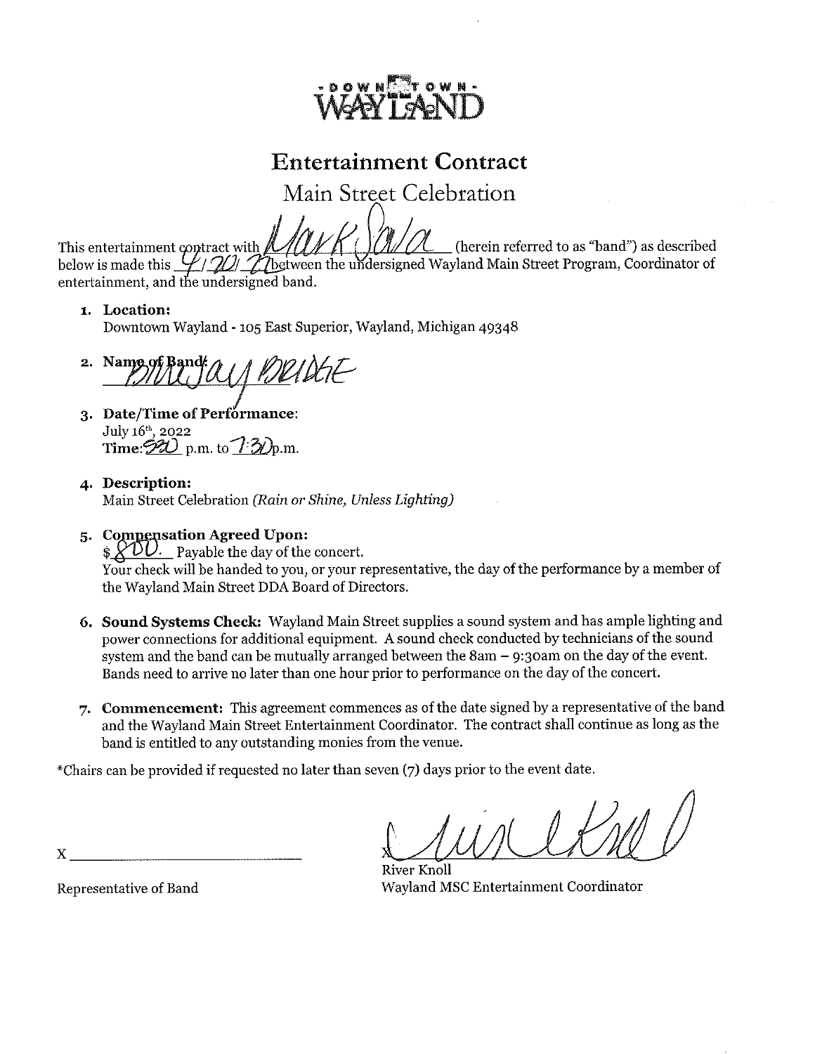DOWNTOWN WAYLAND

# Entertainment Contract

## Main Street Celebration

This entertainment contract with Mark Sala (herein referred to as "band") as described below is made this 4/20/22 between the undersigned Wayland Main Street Program, Coordinator of entertainment, and the undersigned band.

1. **Location:**
   Downtown Wayland - 105 East Superior, Wayland, Michigan 49348

2. **Name of Band:** Bluejay Bridge

3. **Date/Time of Performance:**
   July 16th, 2022
   **Time:** 5:30 p.m. to 7:30 p.m.

4. **Description:**
   Main Street Celebration *(Rain or Shine, Unless Lighting)*

5. **Compensation Agreed Upon:**
   $ 800. Payable the day of the concert.
   Your check will be handed to you, or your representative, the day of the performance by a member of the Wayland Main Street DDA Board of Directors.

6. **Sound Systems Check:** Wayland Main Street supplies a sound system and has ample lighting and power connections for additional equipment. A sound check conducted by technicians of the sound system and the band can be mutually arranged between the 8am – 9:30am on the day of the event. Bands need to arrive no later than one hour prior to performance on the day of the concert.

7. **Commencement:** This agreement commences as of the date signed by a representative of the band and the Wayland Main Street Entertainment Coordinator. The contract shall continue as long as the band is entitled to any outstanding monies from the venue.

*Chairs can be provided if requested no later than seven (7) days prior to the event date.

X ____________________
Representative of Band

X River Knoll
River Knoll
Wayland MSC Entertainment Coordinator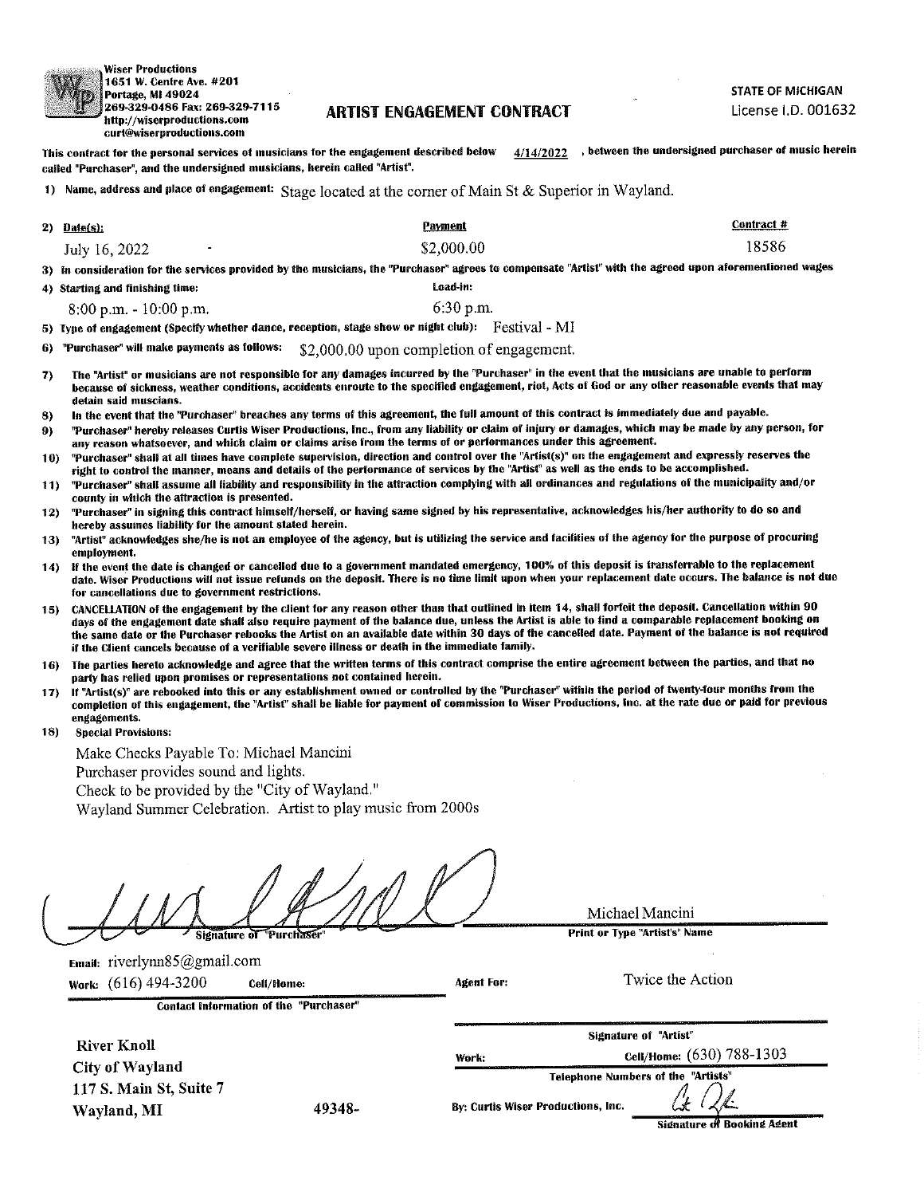Wiser Productions
1651 W. Centre Ave. #201
Portage, MI 49024
269-329-0486 Fax: 269-329-7115
http://wiserproductions.com
curt@wiserproductions.com

# ARTIST ENGAGEMENT CONTRACT

STATE OF MICHIGAN
License I.D. 001632

This contract for the personal services of musicians for the engagement described below 4/14/2022 , between the undersigned purchaser of music herein called "Purchaser", and the undersigned musicians, herein called "Artist".

1) Name, address and place of engagement: Stage located at the corner of Main St & Superior in Wayland.

| 2) Date(s): | Payment | Contract # |
|---|---|---|
| July 16, 2022 | $2,000.00 | 18586 |

3) In consideration for the services provided by the musicians, the "Purchaser" agrees to compensate "Artist" with the agreed upon aforementioned wages

4) Starting and finishing time: 8:00 p.m. - 10:00 p.m. Load-in: 6:30 p.m.

5) Type of engagement (Specify whether dance, reception, stage show or night club): Festival - MI

6) "Purchaser" will make payments as follows: $2,000.00 upon completion of engagement.

7) The "Artist" or musicians are not responsible for any damages incurred by the "Purchaser" in the event that the musicians are unable to perform because of sickness, weather conditions, accidents enroute to the specified engagement, riot, Acts of God or any other reasonable events that may detain said muscians.

8) In the event that the "Purchaser" breaches any terms of this agreement, the full amount of this contract is immediately due and payable.

9) "Purchaser" hereby releases Curtis Wiser Productions, Inc., from any liability or claim of injury or damages, which may be made by any person, for any reason whatsoever, and which claim or claims arise from the terms of or performances under this agreement.

10) "Purchaser" shall at all times have complete supervision, direction and control over the "Artist(s)" on the engagement and expressly reserves the right to control the manner, means and details of the performance of services by the "Artist" as well as the ends to be accomplished.

11) "Purchaser" shall assume all liability and responsibility in the attraction complying with all ordinances and regulations of the municipality and/or county in which the attraction is presented.

12) "Purchaser" in signing this contract himself/herself, or having same signed by his representative, acknowledges his/her authority to do so and hereby assumes liability for the amount stated herein.

13) "Artist" acknowledges she/he is not an employee of the agency, but is utilizing the service and facilities of the agency for the purpose of procuring employment.

14) If the event the date is changed or cancelled due to a government mandated emergency, 100% of this deposit is transferrable to the replacement date. Wiser Productions will not issue refunds on the deposit. There is no time limit upon when your replacement date occurs. The balance is not due for cancellations due to government restrictions.

15) CANCELLATION of the engagement by the client for any reason other than that outlined in item 14, shall forfeit the deposit. Cancellation within 90 days of the engagement date shall also require payment of the balance due, unless the Artist is able to find a comparable replacement booking on the same date or the Purchaser rebooks the Artist on an available date within 30 days of the cancelled date. Payment of the balance is not required if the Client cancels because of a verifiable severe illness or death in the immediate family.

16) The parties hereto acknowledge and agree that the written terms of this contract comprise the entire agreement between the parties, and that no party has relied upon promises or representations not contained herein.

17) If "Artist(s)" are rebooked into this or any establishment owned or controlled by the "Purchaser" within the period of twenty-four months from the completion of this engagement, the "Artist" shall be liable for payment of commission to Wiser Productions, Inc. at the rate due or paid for previous engagements.

18) Special Provisions:

Make Checks Payable To: Michael Mancini
Purchaser provides sound and lights.
Check to be provided by the "City of Wayland."
Wayland Summer Celebration. Artist to play music from 2000s

Signature of "Purchaser"

Michael Mancini
Print or Type "Artist's" Name

Email: riverlynn85@gmail.com
Work: (616) 494-3200 Cell/Home:

Contact information of the "Purchaser"

Agent For: Twice the Action

Signature of "Artist"

River Knoll
City of Wayland
117 S. Main St, Suite 7
Wayland, MI 49348-

Work: Cell/Home: (630) 788-1303
Telephone Numbers of the "Artists"

By: Curtis Wiser Productions, Inc.
Signature of Booking Agent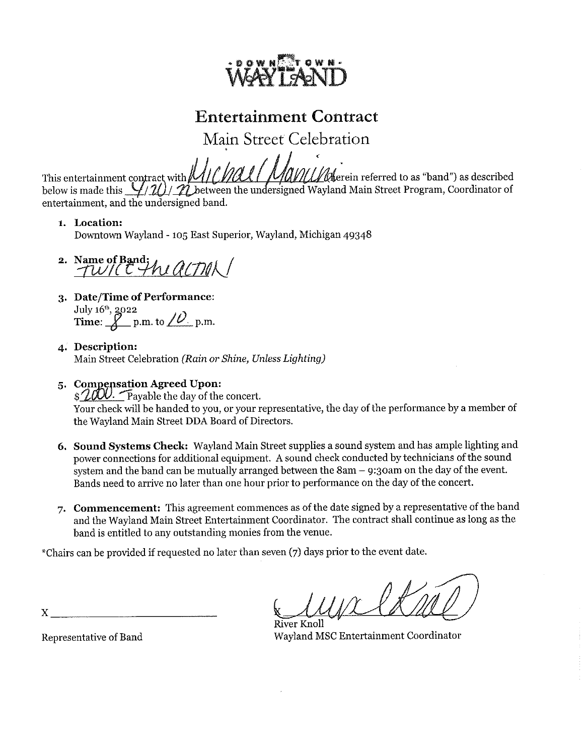DOWNTOWN WAYLAND

# Entertainment Contract

## Main Street Celebration

This entertainment contract with Michael Mancini (herein referred to as "band") as described below is made this 4/20/22 between the undersigned Wayland Main Street Program, Coordinator of entertainment, and the undersigned band.

1. **Location:**
   Downtown Wayland - 105 East Superior, Wayland, Michigan 49348

2. **Name of Band:** Twice the Action

3. **Date/Time of Performance:**
   July 16th, 2022
   **Time:** 8 p.m. to 10 p.m.

4. **Description:**
   Main Street Celebration *(Rain or Shine, Unless Lighting)*

5. **Compensation Agreed Upon:**
   $2000. Payable the day of the concert.
   Your check will be handed to you, or your representative, the day of the performance by a member of the Wayland Main Street DDA Board of Directors.

6. **Sound Systems Check:** Wayland Main Street supplies a sound system and has ample lighting and power connections for additional equipment. A sound check conducted by technicians of the sound system and the band can be mutually arranged between the 8am – 9:30am on the day of the event. Bands need to arrive no later than one hour prior to performance on the day of the concert.

7. **Commencement:** This agreement commences as of the date signed by a representative of the band and the Wayland Main Street Entertainment Coordinator. The contract shall continue as long as the band is entitled to any outstanding monies from the venue.

*Chairs can be provided if requested no later than seven (7) days prior to the event date.

X ____________________
Representative of Band

X River Knoll
River Knoll
Wayland MSC Entertainment Coordinator